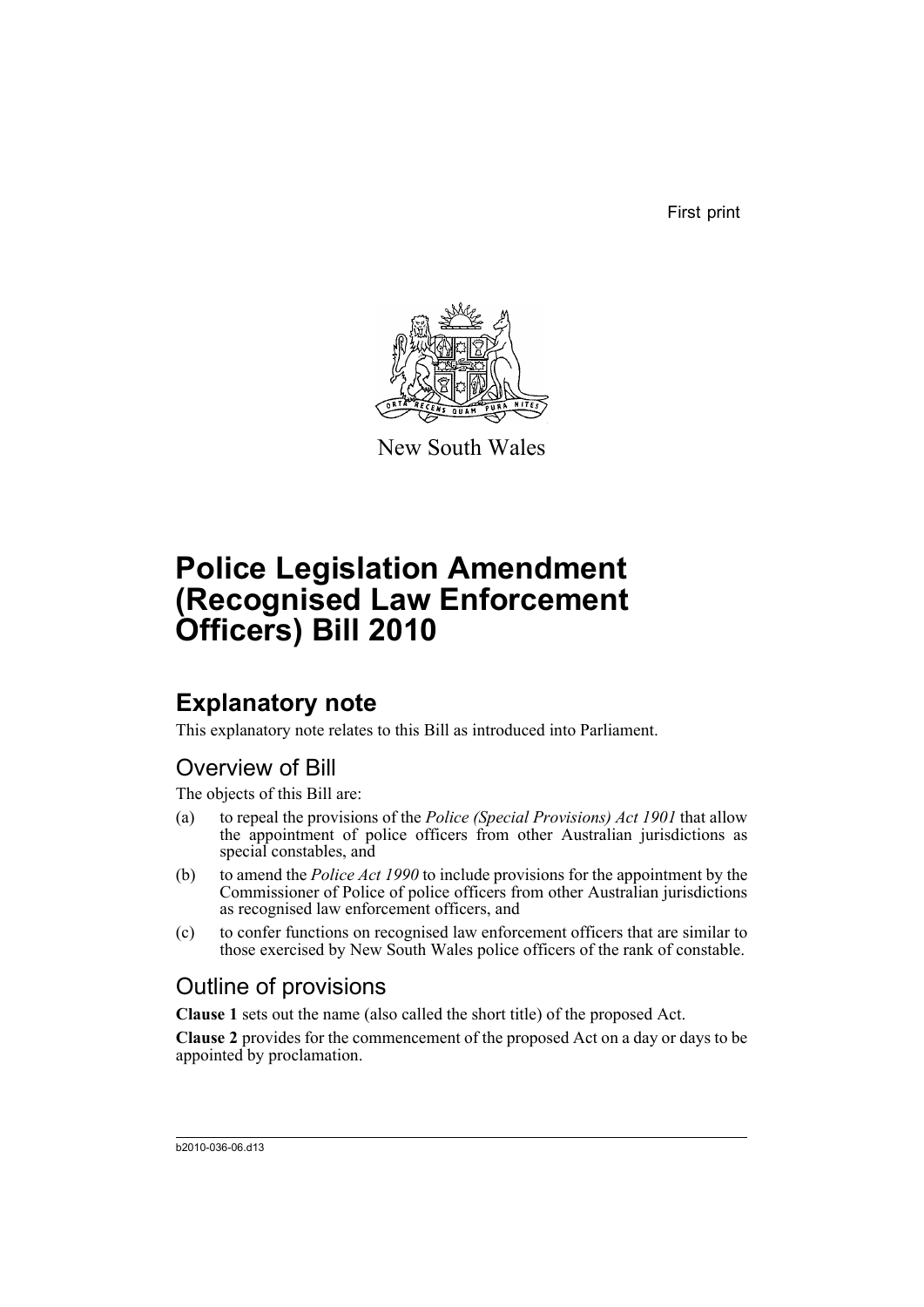First print

New South Wales

# Police Legislation Amendment (Recognised Law Enforcement Officers) Bill 2010

## Explanatory note

This explanatory note relates to this Bill as introduced into Parliament.

### Overview of Bill

The objects of this Bill are:

(a) to repeal the provisions of the *Police (Special Provisions) Act 1901* that allow the appointment of police officers from other Australian jurisdictions as special constables, and

(b) to amend the *Police Act 1990* to include provisions for the appointment by the Commissioner of Police of police officers from other Australian jurisdictions as recognised law enforcement officers, and

(c) to confer functions on recognised law enforcement officers that are similar to those exercised by New South Wales police officers of the rank of constable.

### Outline of provisions

**Clause 1** sets out the name (also called the short title) of the proposed Act.

**Clause 2** provides for the commencement of the proposed Act on a day or days to be appointed by proclamation.

b2010-036-06.d13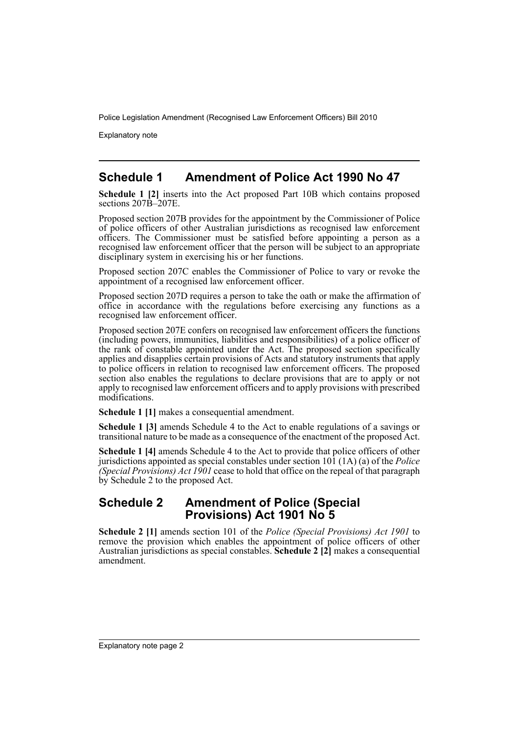## Schedule 1 Amendment of Police Act 1990 No 47

**Schedule 1 [2]** inserts into the Act proposed Part 10B which contains proposed sections 207B–207E.

Proposed section 207B provides for the appointment by the Commissioner of Police of police officers of other Australian jurisdictions as recognised law enforcement officers. The Commissioner must be satisfied before appointing a person as a recognised law enforcement officer that the person will be subject to an appropriate disciplinary system in exercising his or her functions.

Proposed section 207C enables the Commissioner of Police to vary or revoke the appointment of a recognised law enforcement officer.

Proposed section 207D requires a person to take the oath or make the affirmation of office in accordance with the regulations before exercising any functions as a recognised law enforcement officer.

Proposed section 207E confers on recognised law enforcement officers the functions (including powers, immunities, liabilities and responsibilities) of a police officer of the rank of constable appointed under the Act. The proposed section specifically applies and disapplies certain provisions of Acts and statutory instruments that apply to police officers in relation to recognised law enforcement officers. The proposed section also enables the regulations to declare provisions that are to apply or not apply to recognised law enforcement officers and to apply provisions with prescribed modifications.

**Schedule 1 [1]** makes a consequential amendment.

**Schedule 1 [3]** amends Schedule 4 to the Act to enable regulations of a savings or transitional nature to be made as a consequence of the enactment of the proposed Act.

**Schedule 1 [4]** amends Schedule 4 to the Act to provide that police officers of other jurisdictions appointed as special constables under section 101 (1A) (a) of the *Police (Special Provisions) Act 1901* cease to hold that office on the repeal of that paragraph by Schedule 2 to the proposed Act.

## Schedule 2 Amendment of Police (Special Provisions) Act 1901 No 5

**Schedule 2 [1]** amends section 101 of the *Police (Special Provisions) Act 1901* to remove the provision which enables the appointment of police officers of other Australian jurisdictions as special constables. **Schedule 2 [2]** makes a consequential amendment.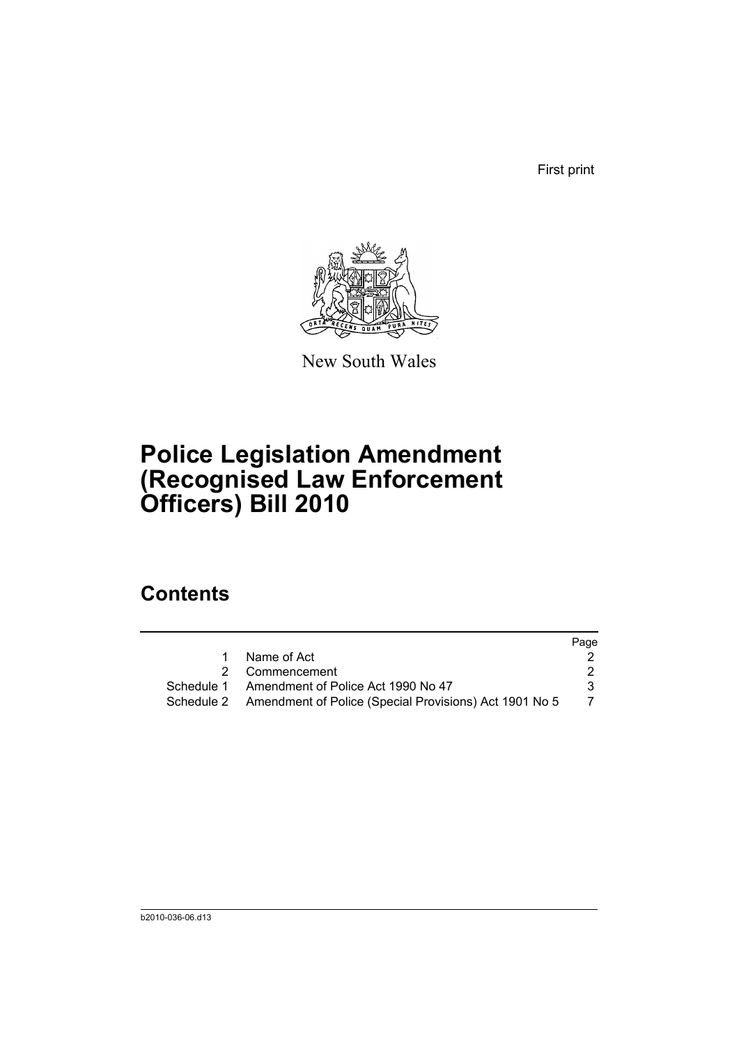First print

New South Wales

# Police Legislation Amendment (Recognised Law Enforcement Officers) Bill 2010

## Contents

| | | Page |
|---|---|---|
| 1 | Name of Act | 2 |
| 2 | Commencement | 2 |
| Schedule 1 | Amendment of Police Act 1990 No 47 | 3 |
| Schedule 2 | Amendment of Police (Special Provisions) Act 1901 No 5 | 7 |

b2010-036-06.d13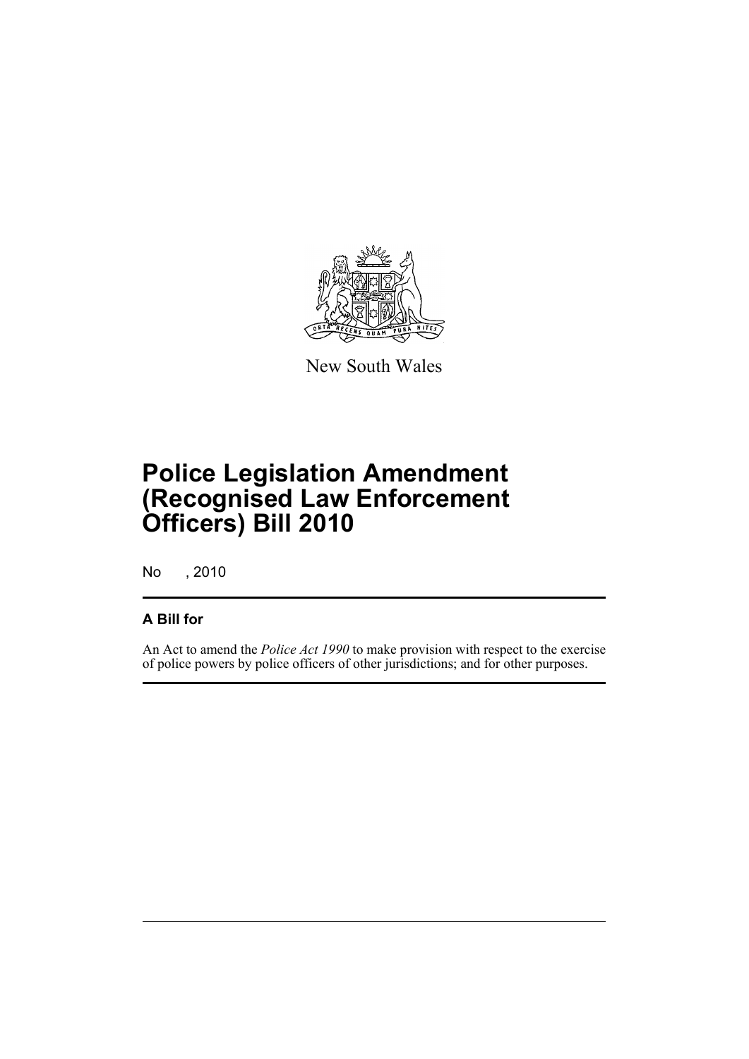New South Wales

# Police Legislation Amendment (Recognised Law Enforcement Officers) Bill 2010

No , 2010

## A Bill for

An Act to amend the *Police Act 1990* to make provision with respect to the exercise of police powers by police officers of other jurisdictions; and for other purposes.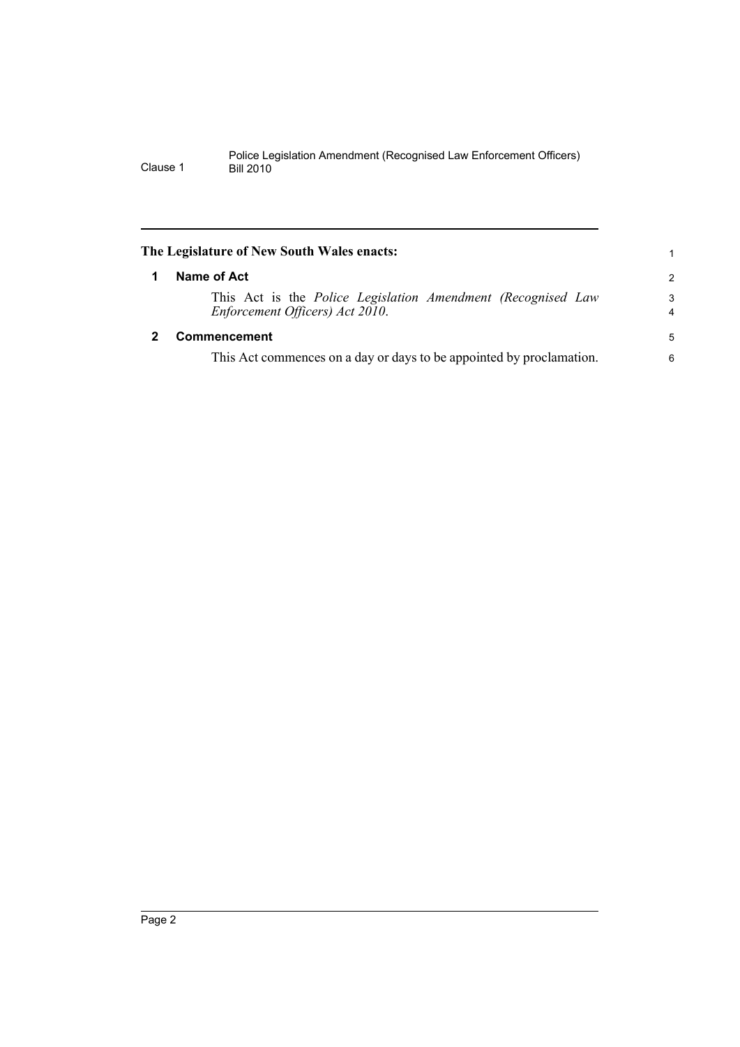**The Legislature of New South Wales enacts:**

## 1 Name of Act

This Act is the *Police Legislation Amendment (Recognised Law Enforcement Officers) Act 2010*.

## 2 Commencement

This Act commences on a day or days to be appointed by proclamation.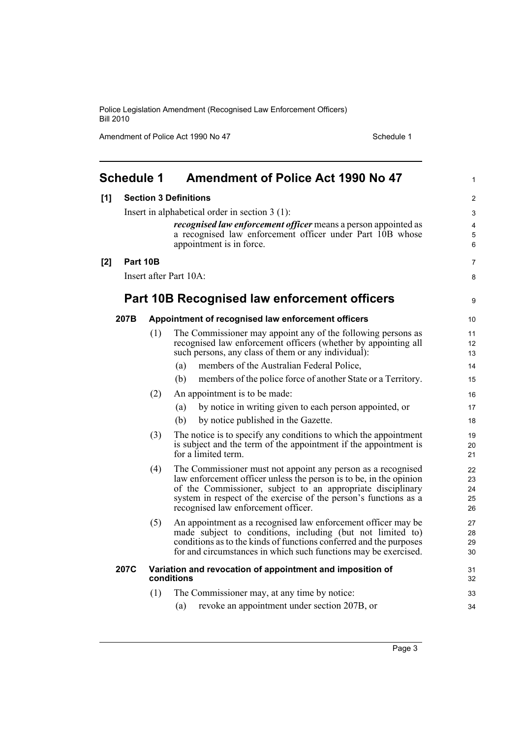# Schedule 1 Amendment of Police Act 1990 No 47

**[1] Section 3 Definitions**

Insert in alphabetical order in section 3 (1):

> ***recognised law enforcement officer*** means a person appointed as a recognised law enforcement officer under Part 10B whose appointment is in force.

**[2] Part 10B**

Insert after Part 10A:

## Part 10B Recognised law enforcement officers

### 207B Appointment of recognised law enforcement officers

(1) The Commissioner may appoint any of the following persons as recognised law enforcement officers (whether by appointing all such persons, any class of them or any individual):

- (a) members of the Australian Federal Police,
- (b) members of the police force of another State or a Territory.

(2) An appointment is to be made:

- (a) by notice in writing given to each person appointed, or
- (b) by notice published in the Gazette.

(3) The notice is to specify any conditions to which the appointment is subject and the term of the appointment if the appointment is for a limited term.

(4) The Commissioner must not appoint any person as a recognised law enforcement officer unless the person is to be, in the opinion of the Commissioner, subject to an appropriate disciplinary system in respect of the exercise of the person's functions as a recognised law enforcement officer.

(5) An appointment as a recognised law enforcement officer may be made subject to conditions, including (but not limited to) conditions as to the kinds of functions conferred and the purposes for and circumstances in which such functions may be exercised.

### 207C Variation and revocation of appointment and imposition of conditions

(1) The Commissioner may, at any time by notice:

- (a) revoke an appointment under section 207B, or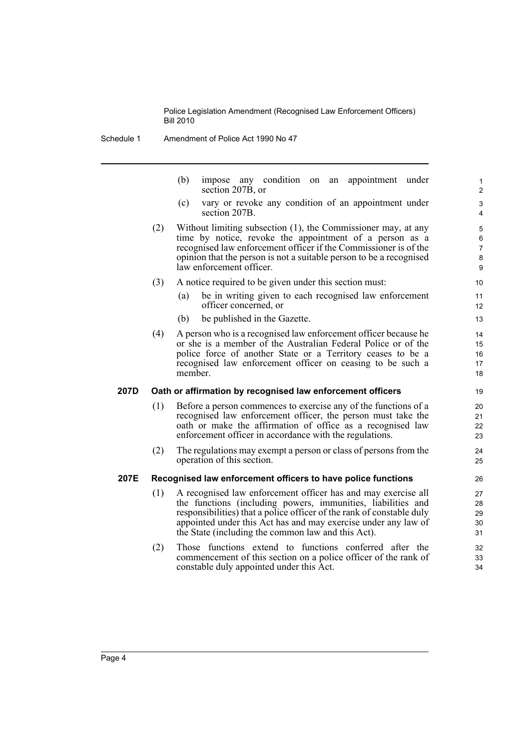(b) impose any condition on an appointment under section 207B, or

(c) vary or revoke any condition of an appointment under section 207B.

(2) Without limiting subsection (1), the Commissioner may, at any time by notice, revoke the appointment of a person as a recognised law enforcement officer if the Commissioner is of the opinion that the person is not a suitable person to be a recognised law enforcement officer.

(3) A notice required to be given under this section must:

(a) be in writing given to each recognised law enforcement officer concerned, or

(b) be published in the Gazette.

(4) A person who is a recognised law enforcement officer because he or she is a member of the Australian Federal Police or of the police force of another State or a Territory ceases to be a recognised law enforcement officer on ceasing to be such a member.

**207D Oath or affirmation by recognised law enforcement officers**

(1) Before a person commences to exercise any of the functions of a recognised law enforcement officer, the person must take the oath or make the affirmation of office as a recognised law enforcement officer in accordance with the regulations.

(2) The regulations may exempt a person or class of persons from the operation of this section.

**207E Recognised law enforcement officers to have police functions**

(1) A recognised law enforcement officer has and may exercise all the functions (including powers, immunities, liabilities and responsibilities) that a police officer of the rank of constable duly appointed under this Act has and may exercise under any law of the State (including the common law and this Act).

(2) Those functions extend to functions conferred after the commencement of this section on a police officer of the rank of constable duly appointed under this Act.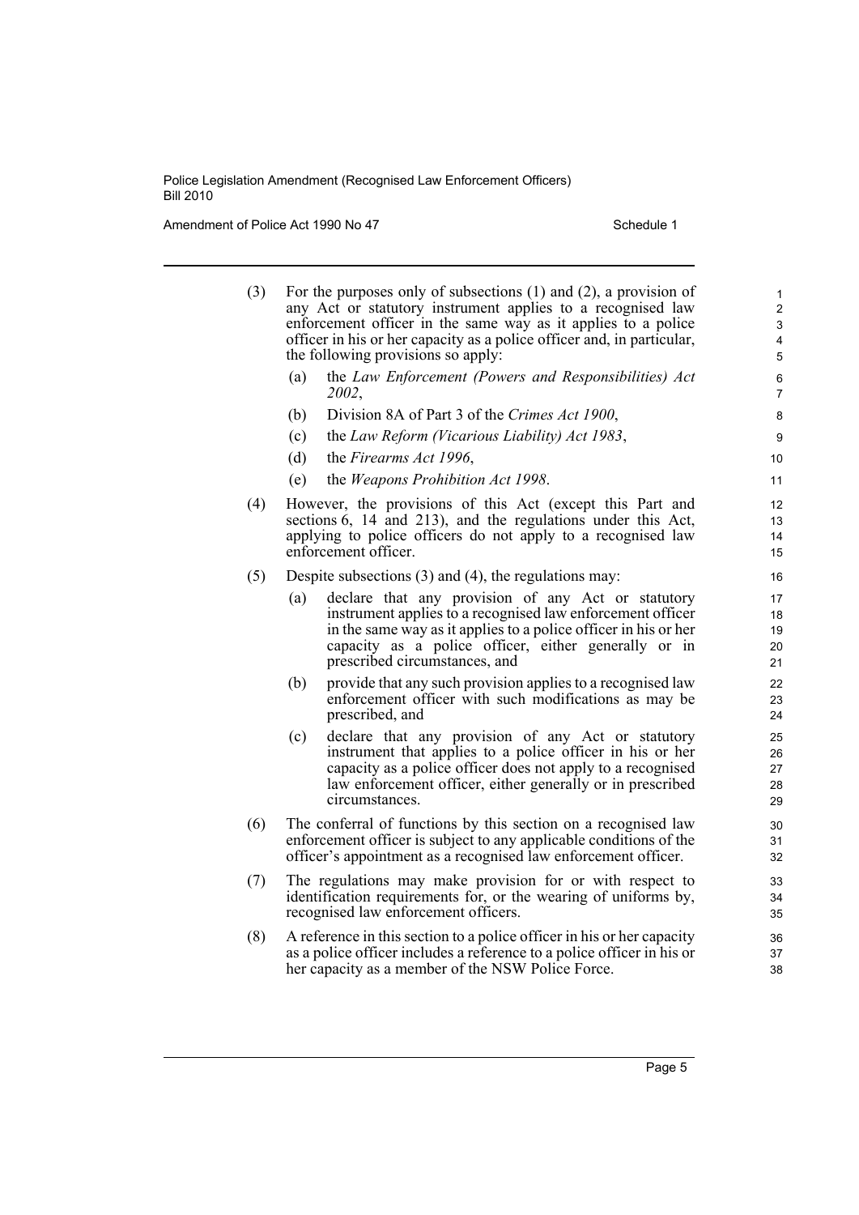(3) For the purposes only of subsections (1) and (2), a provision of any Act or statutory instrument applies to a recognised law enforcement officer in the same way as it applies to a police officer in his or her capacity as a police officer and, in particular, the following provisions so apply:

- (a) the *Law Enforcement (Powers and Responsibilities) Act 2002*,
- (b) Division 8A of Part 3 of the *Crimes Act 1900*,
- (c) the *Law Reform (Vicarious Liability) Act 1983*,
- (d) the *Firearms Act 1996*,
- (e) the *Weapons Prohibition Act 1998*.

(4) However, the provisions of this Act (except this Part and sections 6, 14 and 213), and the regulations under this Act, applying to police officers do not apply to a recognised law enforcement officer.

(5) Despite subsections (3) and (4), the regulations may:

- (a) declare that any provision of any Act or statutory instrument applies to a recognised law enforcement officer in the same way as it applies to a police officer in his or her capacity as a police officer, either generally or in prescribed circumstances, and
- (b) provide that any such provision applies to a recognised law enforcement officer with such modifications as may be prescribed, and
- (c) declare that any provision of any Act or statutory instrument that applies to a police officer in his or her capacity as a police officer does not apply to a recognised law enforcement officer, either generally or in prescribed circumstances.

(6) The conferral of functions by this section on a recognised law enforcement officer is subject to any applicable conditions of the officer's appointment as a recognised law enforcement officer.

(7) The regulations may make provision for or with respect to identification requirements for, or the wearing of uniforms by, recognised law enforcement officers.

(8) A reference in this section to a police officer in his or her capacity as a police officer includes a reference to a police officer in his or her capacity as a member of the NSW Police Force.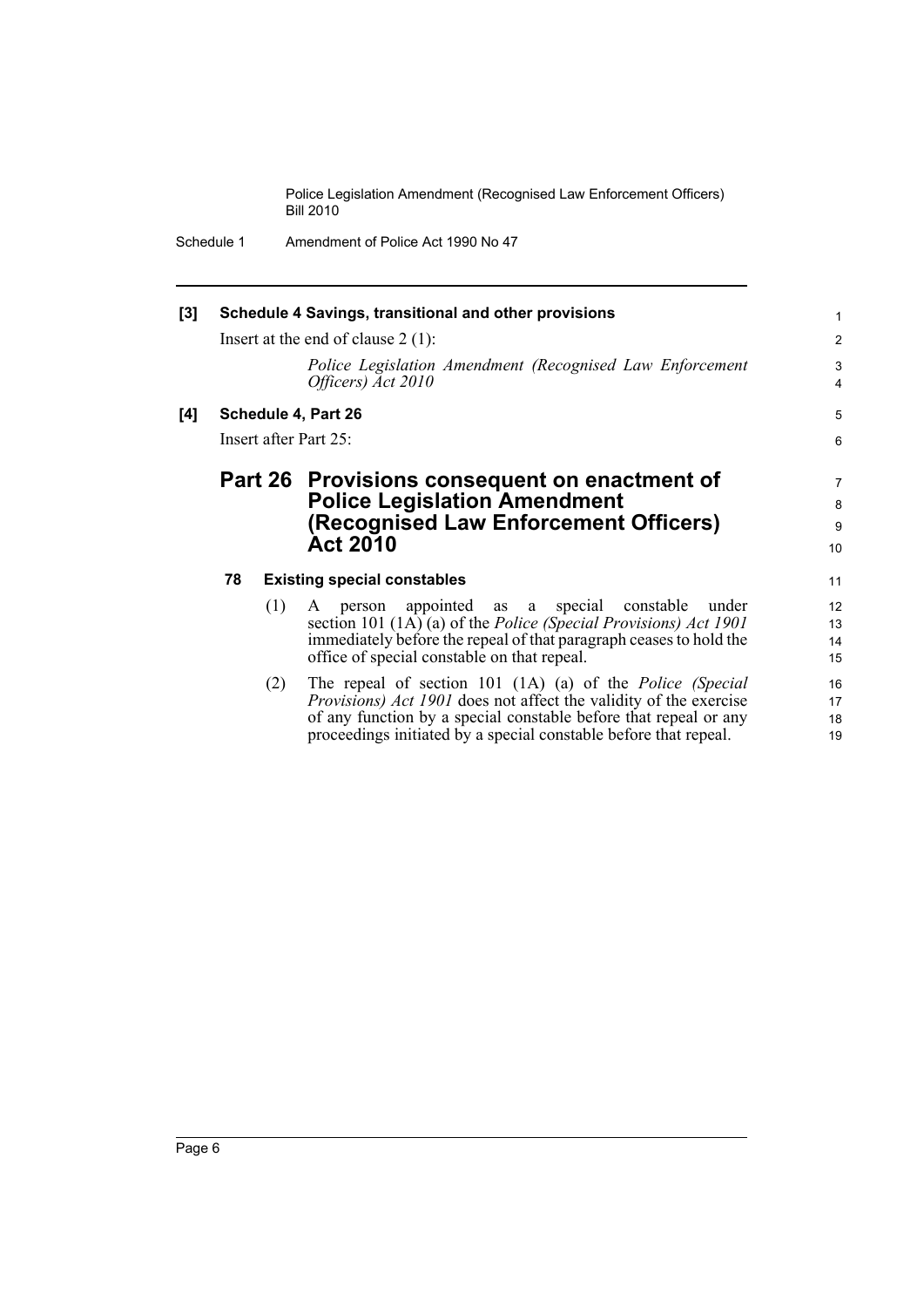**[3] Schedule 4 Savings, transitional and other provisions**

Insert at the end of clause 2 (1):

*Police Legislation Amendment (Recognised Law Enforcement Officers) Act 2010*

**[4] Schedule 4, Part 26**

Insert after Part 25:

## Part 26 Provisions consequent on enactment of Police Legislation Amendment (Recognised Law Enforcement Officers) Act 2010

### 78 Existing special constables

(1) A person appointed as a special constable under section 101 (1A) (a) of the *Police (Special Provisions) Act 1901* immediately before the repeal of that paragraph ceases to hold the office of special constable on that repeal.

(2) The repeal of section 101 (1A) (a) of the *Police (Special Provisions) Act 1901* does not affect the validity of the exercise of any function by a special constable before that repeal or any proceedings initiated by a special constable before that repeal.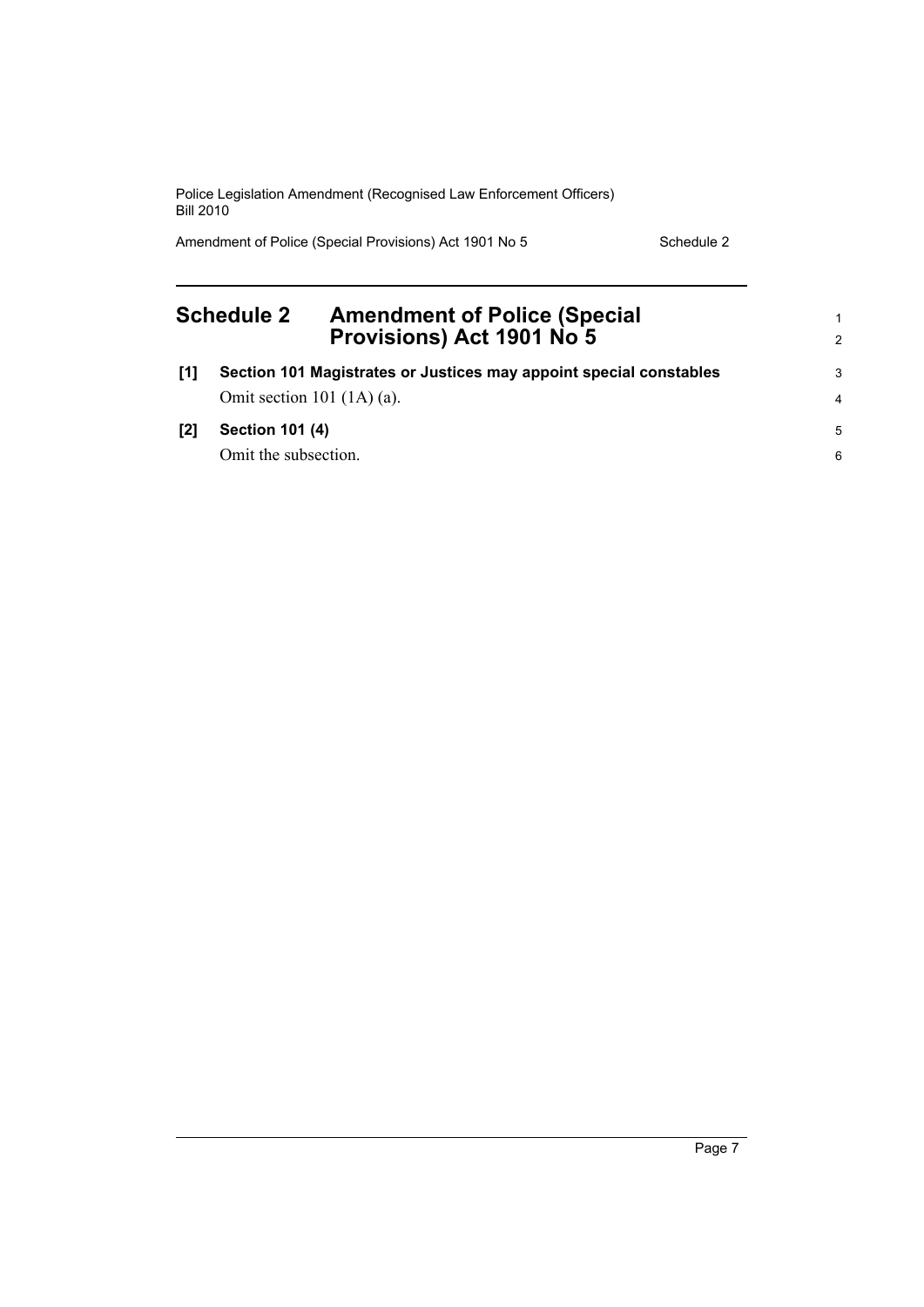## Schedule 2 Amendment of Police (Special Provisions) Act 1901 No 5

**[1] Section 101 Magistrates or Justices may appoint special constables**

Omit section 101 (1A) (a).

**[2] Section 101 (4)**

Omit the subsection.